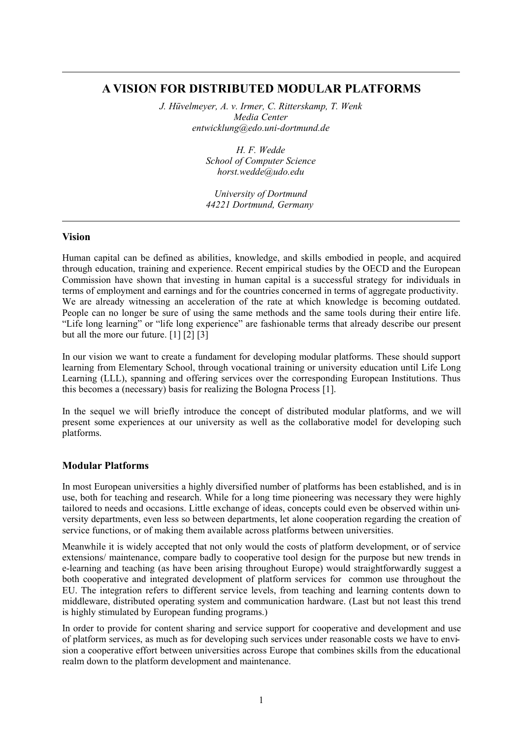# A VISION FOR DISTRIBUTED MODULAR PLATFORMS

*J. Hüvelmeyer, A. v. Irmer, C. Ritterskamp, T. Wenk*
*Media Center*
*entwicklung@edo.uni-dortmund.de*

*H. F. Wedde*
*School of Computer Science*
*horst.wedde@udo.edu*

*University of Dortmund*
*44221 Dortmund, Germany*

## Vision

Human capital can be defined as abilities, knowledge, and skills embodied in people, and acquired through education, training and experience. Recent empirical studies by the OECD and the European Commission have shown that investing in human capital is a successful strategy for individuals in terms of employment and earnings and for the countries concerned in terms of aggregate productivity. We are already witnessing an acceleration of the rate at which knowledge is becoming outdated. People can no longer be sure of using the same methods and the same tools during their entire life. "Life long learning" or "life long experience" are fashionable terms that already describe our present but all the more our future. [1] [2] [3]

In our vision we want to create a fundament for developing modular platforms. These should support learning from Elementary School, through vocational training or university education until Life Long Learning (LLL), spanning and offering services over the corresponding European Institutions. Thus this becomes a (necessary) basis for realizing the Bologna Process [1].

In the sequel we will briefly introduce the concept of distributed modular platforms, and we will present some experiences at our university as well as the collaborative model for developing such platforms.

## Modular Platforms

In most European universities a highly diversified number of platforms has been established, and is in use, both for teaching and research. While for a long time pioneering was necessary they were highly tailored to needs and occasions. Little exchange of ideas, concepts could even be observed within university departments, even less so between departments, let alone cooperation regarding the creation of service functions, or of making them available across platforms between universities.

Meanwhile it is widely accepted that not only would the costs of platform development, or of service extensions/ maintenance, compare badly to cooperative tool design for the purpose but new trends in e-learning and teaching (as have been arising throughout Europe) would straightforwardly suggest a both cooperative and integrated development of platform services for common use throughout the EU. The integration refers to different service levels, from teaching and learning contents down to middleware, distributed operating system and communication hardware. (Last but not least this trend is highly stimulated by European funding programs.)

In order to provide for content sharing and service support for cooperative and development and use of platform services, as much as for developing such services under reasonable costs we have to envision a cooperative effort between universities across Europe that combines skills from the educational realm down to the platform development and maintenance.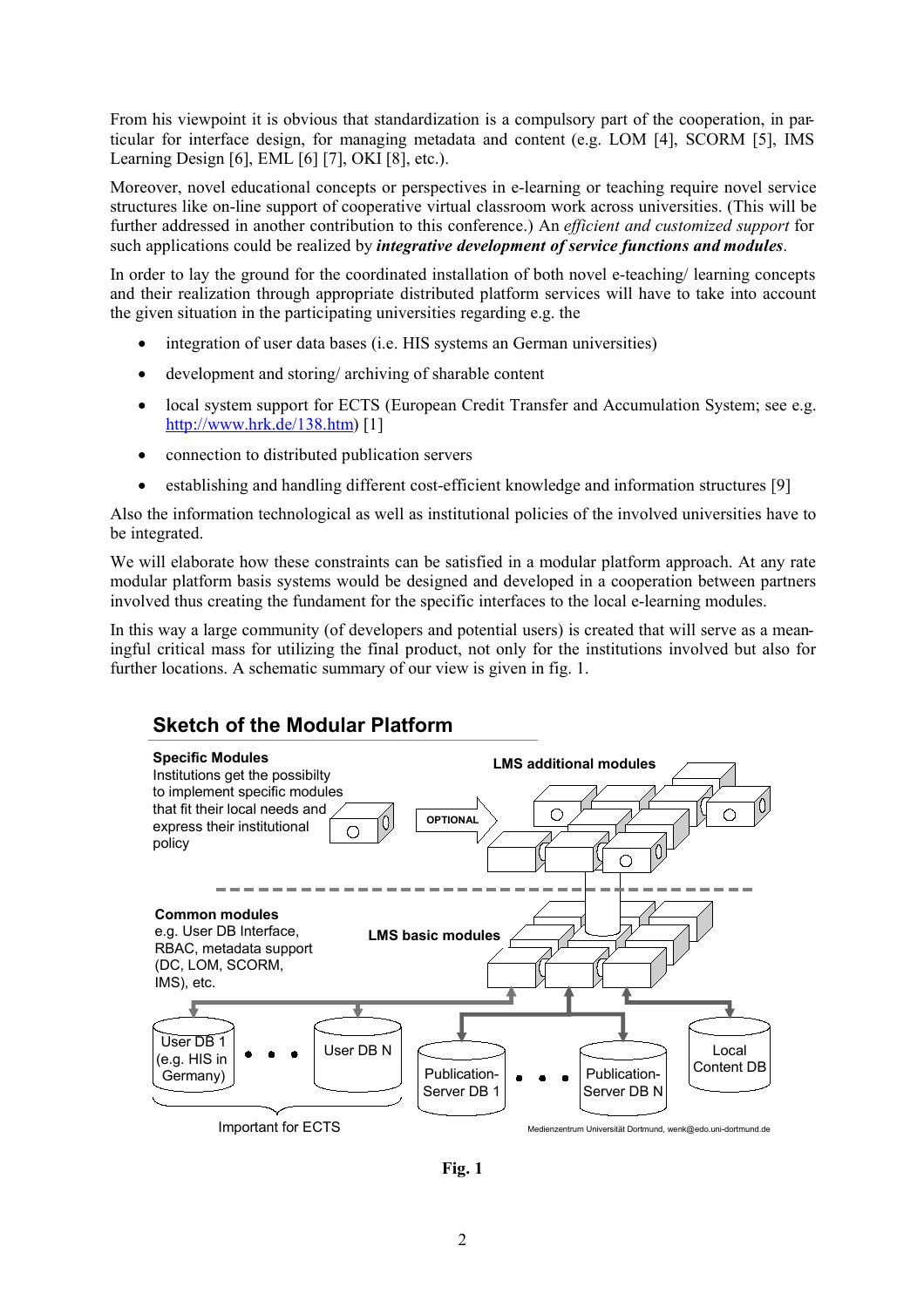From his viewpoint it is obvious that standardization is a compulsory part of the cooperation, in particular for interface design, for managing metadata and content (e.g. LOM [4], SCORM [5], IMS Learning Design [6], EML [6] [7], OKI [8], etc.).

Moreover, novel educational concepts or perspectives in e-learning or teaching require novel service structures like on-line support of cooperative virtual classroom work across universities. (This will be further addressed in another contribution to this conference.) An *efficient and customized support* for such applications could be realized by ***integrative development of service functions and modules***.

In order to lay the ground for the coordinated installation of both novel e-teaching/ learning concepts and their realization through appropriate distributed platform services will have to take into account the given situation in the participating universities regarding e.g. the

- integration of user data bases (i.e. HIS systems an German universities)
- development and storing/ archiving of sharable content
- local system support for ECTS (European Credit Transfer and Accumulation System; see e.g. http://www.hrk.de/138.htm) [1]
- connection to distributed publication servers
- establishing and handling different cost-efficient knowledge and information structures [9]

Also the information technological as well as institutional policies of the involved universities have to be integrated.

We will elaborate how these constraints can be satisfied in a modular platform approach. At any rate modular platform basis systems would be designed and developed in a cooperation between partners involved thus creating the fundament for the specific interfaces to the local e-learning modules.

In this way a large community (of developers and potential users) is created that will serve as a meaningful critical mass for utilizing the final product, not only for the institutions involved but also for further locations. A schematic summary of our view is given in fig. 1.

**Sketch of the Modular Platform**

**Specific Modules**
Institutions get the possibilty to implement specific modules that fit their local needs and express their institutional policy

OPTIONAL

**LMS additional modules**

**Common modules**
e.g. User DB Interface, RBAC, metadata support (DC, LOM, SCORM, IMS), etc.

**LMS basic modules**

User DB 1 (e.g. HIS in Germany) • • • User DB N

Important for ECTS

Publication-Server DB 1 • • • Publication-Server DB N

Local Content DB

Medienzentrum Universität Dortmund, wenk@edo.uni-dortmund.de

**Fig. 1**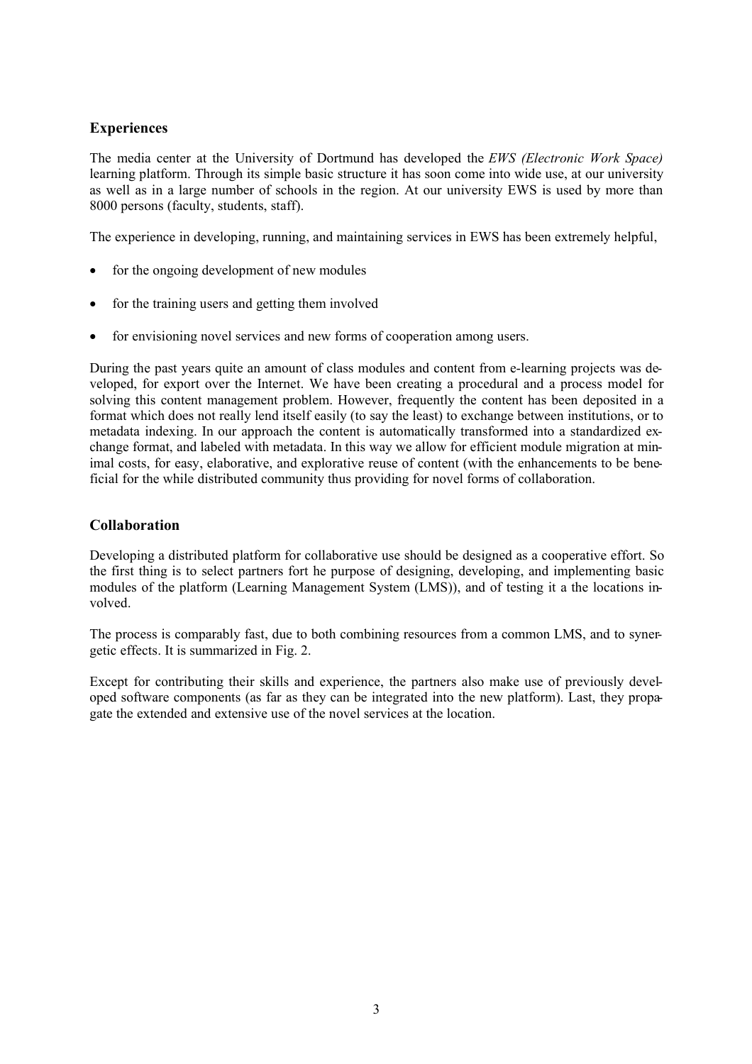## Experiences

The media center at the University of Dortmund has developed the *EWS (Electronic Work Space)* learning platform. Through its simple basic structure it has soon come into wide use, at our university as well as in a large number of schools in the region. At our university EWS is used by more than 8000 persons (faculty, students, staff).

The experience in developing, running, and maintaining services in EWS has been extremely helpful,

- for the ongoing development of new modules
- for the training users and getting them involved
- for envisioning novel services and new forms of cooperation among users.

During the past years quite an amount of class modules and content from e-learning projects was developed, for export over the Internet. We have been creating a procedural and a process model for solving this content management problem. However, frequently the content has been deposited in a format which does not really lend itself easily (to say the least) to exchange between institutions, or to metadata indexing. In our approach the content is automatically transformed into a standardized exchange format, and labeled with metadata. In this way we allow for efficient module migration at minimal costs, for easy, elaborative, and explorative reuse of content (with the enhancements to be beneficial for the while distributed community thus providing for novel forms of collaboration.

## Collaboration

Developing a distributed platform for collaborative use should be designed as a cooperative effort. So the first thing is to select partners fort he purpose of designing, developing, and implementing basic modules of the platform (Learning Management System (LMS)), and of testing it a the locations involved.

The process is comparably fast, due to both combining resources from a common LMS, and to synergetic effects. It is summarized in Fig. 2.

Except for contributing their skills and experience, the partners also make use of previously developed software components (as far as they can be integrated into the new platform). Last, they propagate the extended and extensive use of the novel services at the location.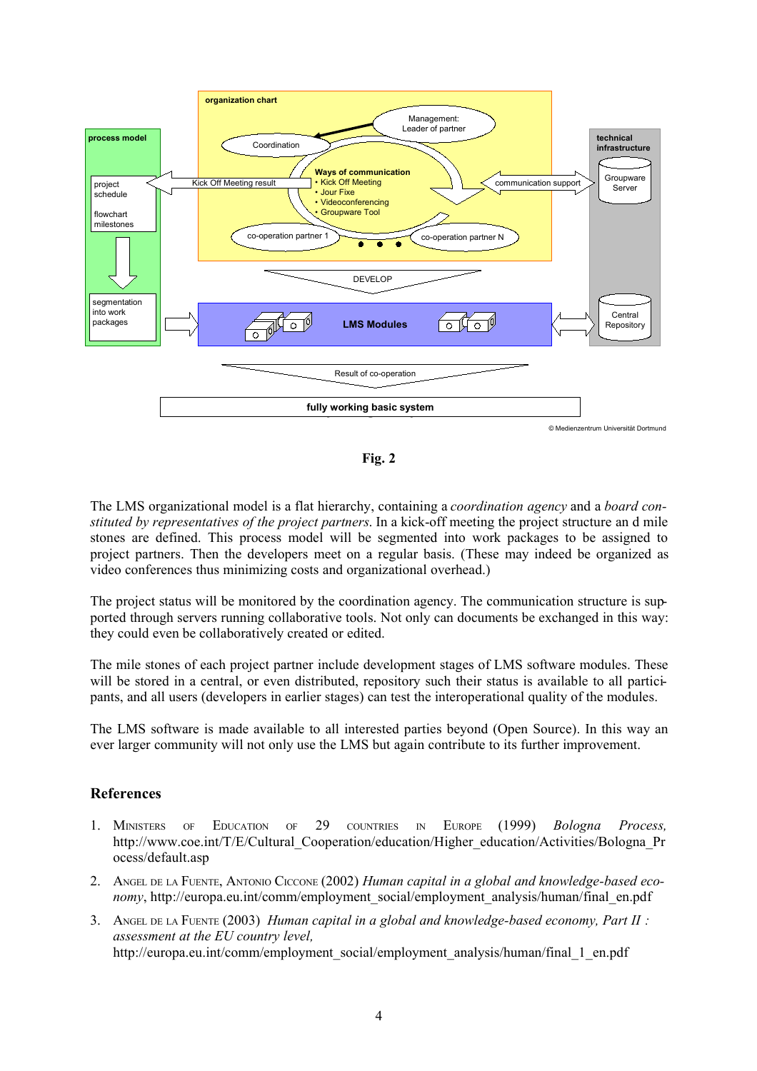**Fig. 2**

The LMS organizational model is a flat hierarchy, containing a *coordination agency* and a *board constituted by representatives of the project partners*. In a kick-off meeting the project structure an d mile stones are defined. This process model will be segmented into work packages to be assigned to project partners. Then the developers meet on a regular basis. (These may indeed be organized as video conferences thus minimizing costs and organizational overhead.)

The project status will be monitored by the coordination agency. The communication structure is supported through servers running collaborative tools. Not only can documents be exchanged in this way: they could even be collaboratively created or edited.

The mile stones of each project partner include development stages of LMS software modules. These will be stored in a central, or even distributed, repository such their status is available to all participants, and all users (developers in earlier stages) can test the interoperational quality of the modules.

The LMS software is made available to all interested parties beyond (Open Source). In this way an ever larger community will not only use the LMS but again contribute to its further improvement.

## References

1. Ministers of Education of 29 countries in Europe (1999) *Bologna Process,* http://www.coe.int/T/E/Cultural_Cooperation/education/Higher_education/Activities/Bologna_Process/default.asp
2. Angel de la Fuente, Antonio Ciccone (2002) *Human capital in a global and knowledge-based economy*, http://europa.eu.int/comm/employment_social/employment_analysis/human/final_en.pdf
3. Angel de la Fuente (2003) *Human capital in a global and knowledge-based economy, Part II : assessment at the EU country level,* http://europa.eu.int/comm/employment_social/employment_analysis/human/final_1_en.pdf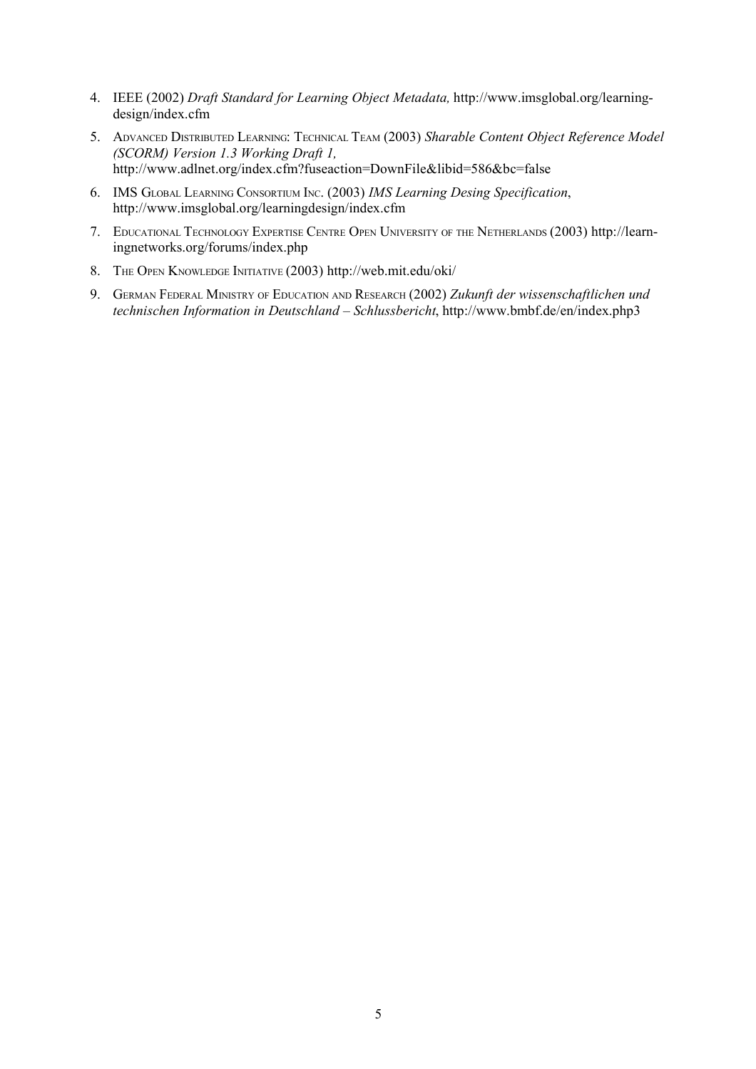4. IEEE (2002) *Draft Standard for Learning Object Metadata,* http://www.imsglobal.org/learning-design/index.cfm
5. ADVANCED DISTRIBUTED LEARNING: TECHNICAL TEAM (2003) *Sharable Content Object Reference Model (SCORM) Version 1.3 Working Draft 1,* http://www.adlnet.org/index.cfm?fuseaction=DownFile&libid=586&bc=false
6. IMS GLOBAL LEARNING CONSORTIUM INC. (2003) *IMS Learning Desing Specification*, http://www.imsglobal.org/learningdesign/index.cfm
7. EDUCATIONAL TECHNOLOGY EXPERTISE CENTRE OPEN UNIVERSITY OF THE NETHERLANDS (2003) http://learningnetworks.org/forums/index.php
8. THE OPEN KNOWLEDGE INITIATIVE (2003) http://web.mit.edu/oki/
9. GERMAN FEDERAL MINISTRY OF EDUCATION AND RESEARCH (2002) *Zukunft der wissenschaftlichen und technischen Information in Deutschland – Schlussbericht*, http://www.bmbf.de/en/index.php3